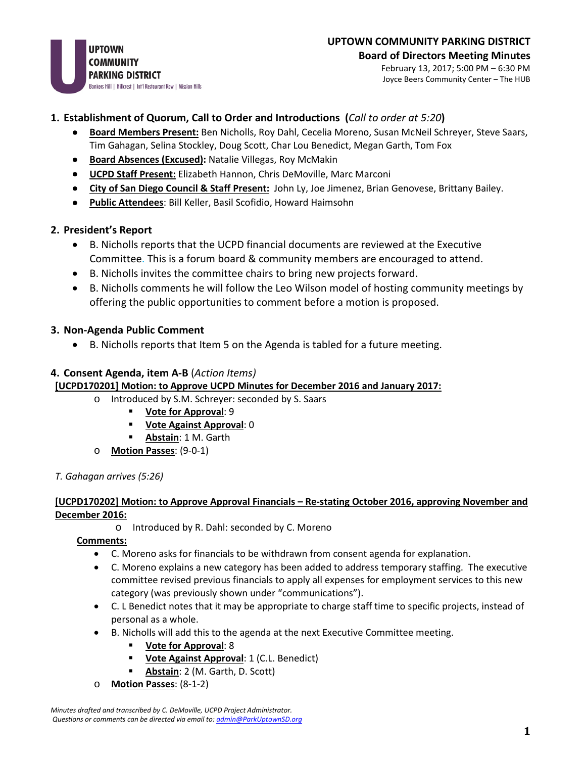UPTOWN COMMUNITY PARKING DISTRICT
Bankers Hill | Hillcrest | Int'l Restaurant Row | Mission Hills

# UPTOWN COMMUNITY PARKING DISTRICT

## Board of Directors Meeting Minutes

February 13, 2017; 5:00 PM – 6:30 PM
Joyce Beers Community Center – The HUB

1. **Establishment of Quorum, Call to Order and Introductions (*Call to order at 5:20*)**
   - **Board Members Present:** Ben Nicholls, Roy Dahl, Cecelia Moreno, Susan McNeil Schreyer, Steve Saars, Tim Gahagan, Selina Stockley, Doug Scott, Char Lou Benedict, Megan Garth, Tom Fox
   - **Board Absences (Excused):** Natalie Villegas, Roy McMakin
   - **UCPD Staff Present:** Elizabeth Hannon, Chris DeMoville, Marc Marconi
   - **City of San Diego Council & Staff Present:** John Ly, Joe Jimenez, Brian Genovese, Brittany Bailey.
   - **Public Attendees**: Bill Keller, Basil Scofidio, Howard Haimsohn

2. **President's Report**
   - B. Nicholls reports that the UCPD financial documents are reviewed at the Executive Committee. This is a forum board & community members are encouraged to attend.
   - B. Nicholls invites the committee chairs to bring new projects forward.
   - B. Nicholls comments he will follow the Leo Wilson model of hosting community meetings by offering the public opportunities to comment before a motion is proposed.

3. **Non-Agenda Public Comment**
   - B. Nicholls reports that Item 5 on the Agenda is tabled for a future meeting.

4. **Consent Agenda, item A-B** (*Action Items*)

**[UCPD170201] Motion: to Approve UCPD Minutes for December 2016 and January 2017:**

- Introduced by S.M. Schreyer: seconded by S. Saars
  - **Vote for Approval**: 9
  - **Vote Against Approval**: 0
  - **Abstain**: 1 M. Garth
- **Motion Passes**: (9-0-1)

*T. Gahagan arrives (5:26)*

**[UCPD170202] Motion: to Approve Approval Financials – Re-stating October 2016, approving November and December 2016:**

- Introduced by R. Dahl: seconded by C. Moreno

**Comments:**

- C. Moreno asks for financials to be withdrawn from consent agenda for explanation.
- C. Moreno explains a new category has been added to address temporary staffing. The executive committee revised previous financials to apply all expenses for employment services to this new category (was previously shown under "communications").
- C. L Benedict notes that it may be appropriate to charge staff time to specific projects, instead of personal as a whole.
- B. Nicholls will add this to the agenda at the next Executive Committee meeting.
  - **Vote for Approval**: 8
  - **Vote Against Approval**: 1 (C.L. Benedict)
  - **Abstain**: 2 (M. Garth, D. Scott)
- **Motion Passes**: (8-1-2)

*Minutes drafted and transcribed by C. DeMoville, UCPD Project Administrator.*
*Questions or comments can be directed via email to: admin@ParkUptownSD.org*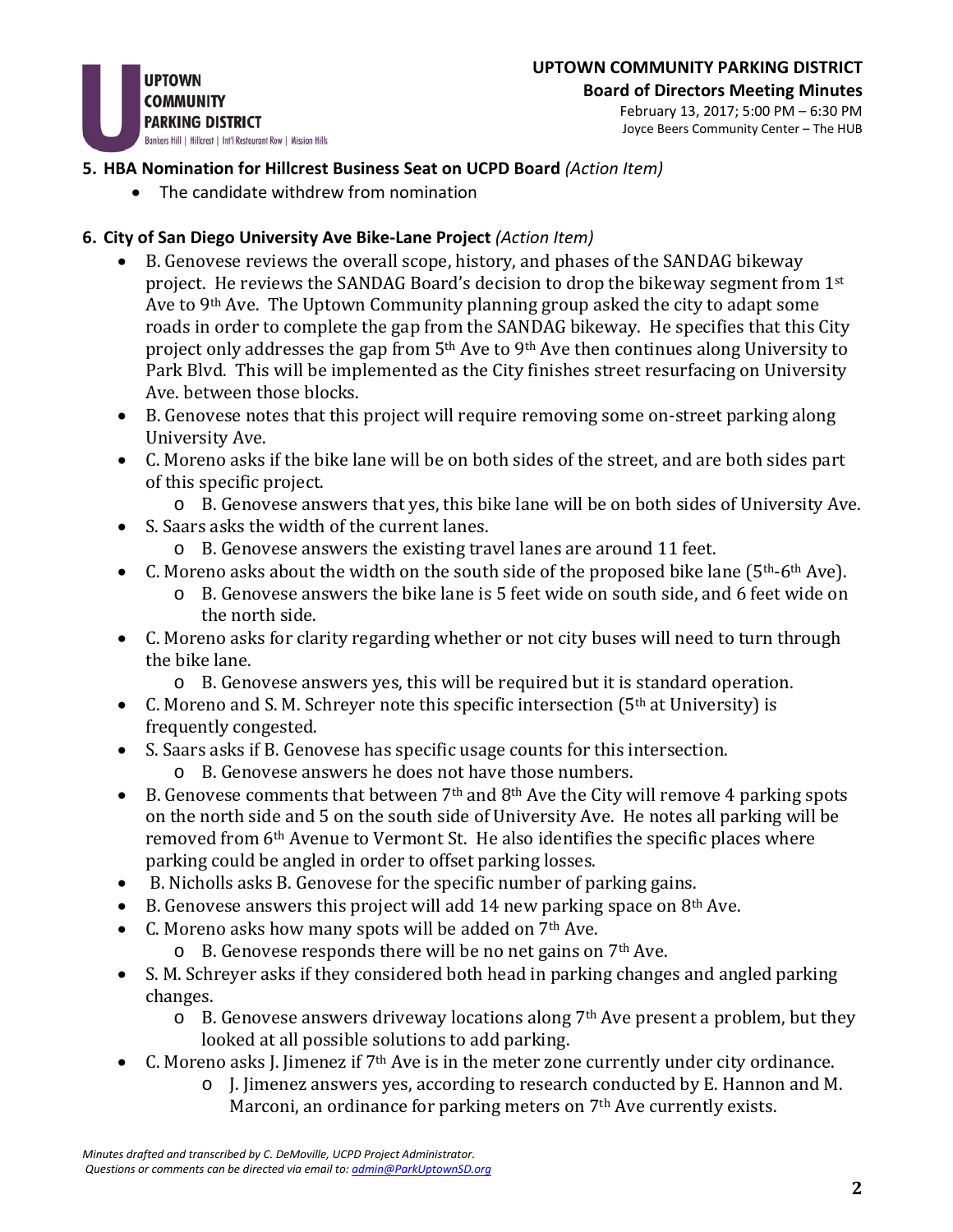**5. HBA Nomination for Hillcrest Business Seat on UCPD Board** *(Action Item)*

- The candidate withdrew from nomination

**6. City of San Diego University Ave Bike-Lane Project** *(Action Item)*

- B. Genovese reviews the overall scope, history, and phases of the SANDAG bikeway project. He reviews the SANDAG Board's decision to drop the bikeway segment from 1st Ave to 9th Ave. The Uptown Community planning group asked the city to adapt some roads in order to complete the gap from the SANDAG bikeway. He specifies that this City project only addresses the gap from 5th Ave to 9th Ave then continues along University to Park Blvd. This will be implemented as the City finishes street resurfacing on University Ave. between those blocks.
- B. Genovese notes that this project will require removing some on-street parking along University Ave.
- C. Moreno asks if the bike lane will be on both sides of the street, and are both sides part of this specific project.
  - B. Genovese answers that yes, this bike lane will be on both sides of University Ave.
- S. Saars asks the width of the current lanes.
  - B. Genovese answers the existing travel lanes are around 11 feet.
- C. Moreno asks about the width on the south side of the proposed bike lane (5th-6th Ave).
  - B. Genovese answers the bike lane is 5 feet wide on south side, and 6 feet wide on the north side.
- C. Moreno asks for clarity regarding whether or not city buses will need to turn through the bike lane.
  - B. Genovese answers yes, this will be required but it is standard operation.
- C. Moreno and S. M. Schreyer note this specific intersection (5th at University) is frequently congested.
- S. Saars asks if B. Genovese has specific usage counts for this intersection.
  - B. Genovese answers he does not have those numbers.
- B. Genovese comments that between 7th and 8th Ave the City will remove 4 parking spots on the north side and 5 on the south side of University Ave. He notes all parking will be removed from 6th Avenue to Vermont St. He also identifies the specific places where parking could be angled in order to offset parking losses.
- B. Nicholls asks B. Genovese for the specific number of parking gains.
- B. Genovese answers this project will add 14 new parking space on 8th Ave.
- C. Moreno asks how many spots will be added on 7th Ave.
  - B. Genovese responds there will be no net gains on 7th Ave.
- S. M. Schreyer asks if they considered both head in parking changes and angled parking changes.
  - B. Genovese answers driveway locations along 7th Ave present a problem, but they looked at all possible solutions to add parking.
- C. Moreno asks J. Jimenez if 7th Ave is in the meter zone currently under city ordinance.
  - J. Jimenez answers yes, according to research conducted by E. Hannon and M. Marconi, an ordinance for parking meters on 7th Ave currently exists.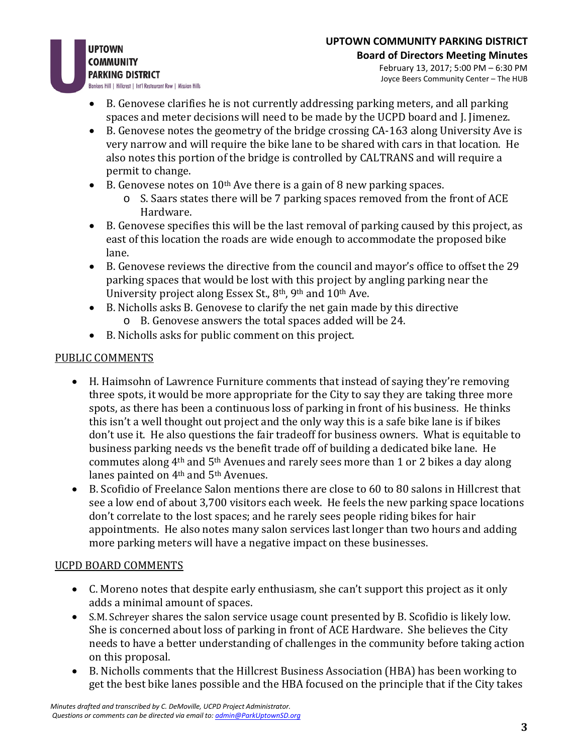- B. Genovese clarifies he is not currently addressing parking meters, and all parking spaces and meter decisions will need to be made by the UCPD board and J. Jimenez.
- B. Genovese notes the geometry of the bridge crossing CA-163 along University Ave is very narrow and will require the bike lane to be shared with cars in that location. He also notes this portion of the bridge is controlled by CALTRANS and will require a permit to change.
- B. Genovese notes on 10th Ave there is a gain of 8 new parking spaces.
  - S. Saars states there will be 7 parking spaces removed from the front of ACE Hardware.
- B. Genovese specifies this will be the last removal of parking caused by this project, as east of this location the roads are wide enough to accommodate the proposed bike lane.
- B. Genovese reviews the directive from the council and mayor's office to offset the 29 parking spaces that would be lost with this project by angling parking near the University project along Essex St., 8th, 9th and 10th Ave.
- B. Nicholls asks B. Genovese to clarify the net gain made by this directive
  - B. Genovese answers the total spaces added will be 24.
- B. Nicholls asks for public comment on this project.

## PUBLIC COMMENTS

- H. Haimsohn of Lawrence Furniture comments that instead of saying they're removing three spots, it would be more appropriate for the City to say they are taking three more spots, as there has been a continuous loss of parking in front of his business. He thinks this isn't a well thought out project and the only way this is a safe bike lane is if bikes don't use it. He also questions the fair tradeoff for business owners. What is equitable to business parking needs vs the benefit trade off of building a dedicated bike lane. He commutes along 4th and 5th Avenues and rarely sees more than 1 or 2 bikes a day along lanes painted on 4th and 5th Avenues.
- B. Scofidio of Freelance Salon mentions there are close to 60 to 80 salons in Hillcrest that see a low end of about 3,700 visitors each week. He feels the new parking space locations don't correlate to the lost spaces; and he rarely sees people riding bikes for hair appointments. He also notes many salon services last longer than two hours and adding more parking meters will have a negative impact on these businesses.

## UCPD BOARD COMMENTS

- C. Moreno notes that despite early enthusiasm, she can't support this project as it only adds a minimal amount of spaces.
- S.M. Schreyer shares the salon service usage count presented by B. Scofidio is likely low. She is concerned about loss of parking in front of ACE Hardware. She believes the City needs to have a better understanding of challenges in the community before taking action on this proposal.
- B. Nicholls comments that the Hillcrest Business Association (HBA) has been working to get the best bike lanes possible and the HBA focused on the principle that if the City takes

*Minutes drafted and transcribed by C. DeMoville, UCPD Project Administrator.*
*Questions or comments can be directed via email to: admin@ParkUptownSD.org*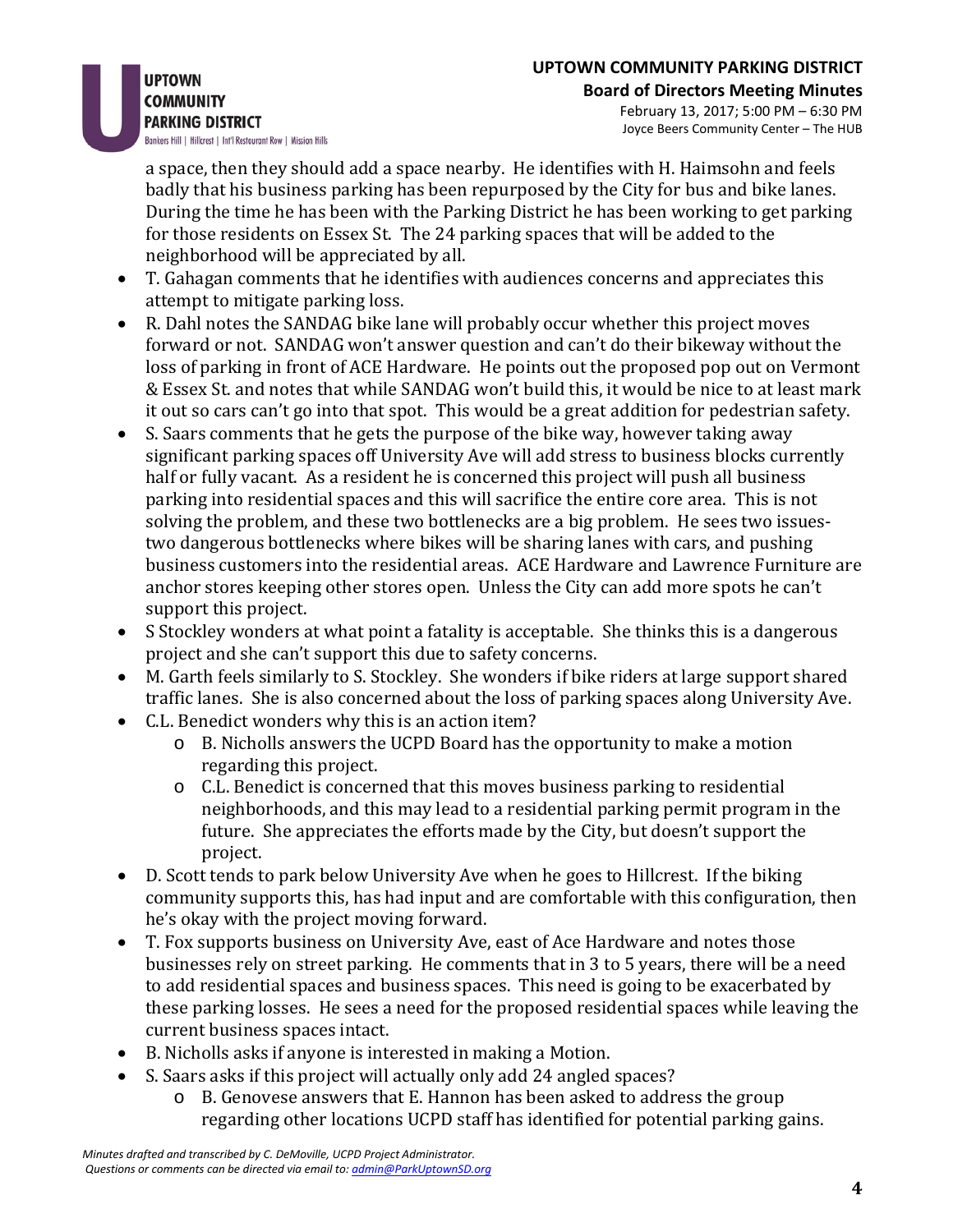a space, then they should add a space nearby. He identifies with H. Haimsohn and feels badly that his business parking has been repurposed by the City for bus and bike lanes. During the time he has been with the Parking District he has been working to get parking for those residents on Essex St. The 24 parking spaces that will be added to the neighborhood will be appreciated by all.

- T. Gahagan comments that he identifies with audiences concerns and appreciates this attempt to mitigate parking loss.
- R. Dahl notes the SANDAG bike lane will probably occur whether this project moves forward or not. SANDAG won't answer question and can't do their bikeway without the loss of parking in front of ACE Hardware. He points out the proposed pop out on Vermont & Essex St. and notes that while SANDAG won't build this, it would be nice to at least mark it out so cars can't go into that spot. This would be a great addition for pedestrian safety.
- S. Saars comments that he gets the purpose of the bike way, however taking away significant parking spaces off University Ave will add stress to business blocks currently half or fully vacant. As a resident he is concerned this project will push all business parking into residential spaces and this will sacrifice the entire core area. This is not solving the problem, and these two bottlenecks are a big problem. He sees two issues- two dangerous bottlenecks where bikes will be sharing lanes with cars, and pushing business customers into the residential areas. ACE Hardware and Lawrence Furniture are anchor stores keeping other stores open. Unless the City can add more spots he can't support this project.
- S Stockley wonders at what point a fatality is acceptable. She thinks this is a dangerous project and she can't support this due to safety concerns.
- M. Garth feels similarly to S. Stockley. She wonders if bike riders at large support shared traffic lanes. She is also concerned about the loss of parking spaces along University Ave.
- C.L. Benedict wonders why this is an action item?
    - B. Nicholls answers the UCPD Board has the opportunity to make a motion regarding this project.
    - C.L. Benedict is concerned that this moves business parking to residential neighborhoods, and this may lead to a residential parking permit program in the future. She appreciates the efforts made by the City, but doesn't support the project.
- D. Scott tends to park below University Ave when he goes to Hillcrest. If the biking community supports this, has had input and are comfortable with this configuration, then he's okay with the project moving forward.
- T. Fox supports business on University Ave, east of Ace Hardware and notes those businesses rely on street parking. He comments that in 3 to 5 years, there will be a need to add residential spaces and business spaces. This need is going to be exacerbated by these parking losses. He sees a need for the proposed residential spaces while leaving the current business spaces intact.
- B. Nicholls asks if anyone is interested in making a Motion.
- S. Saars asks if this project will actually only add 24 angled spaces?
    - B. Genovese answers that E. Hannon has been asked to address the group regarding other locations UCPD staff has identified for potential parking gains.

*Minutes drafted and transcribed by C. DeMoville, UCPD Project Administrator.*
*Questions or comments can be directed via email to: admin@ParkUptownSD.org*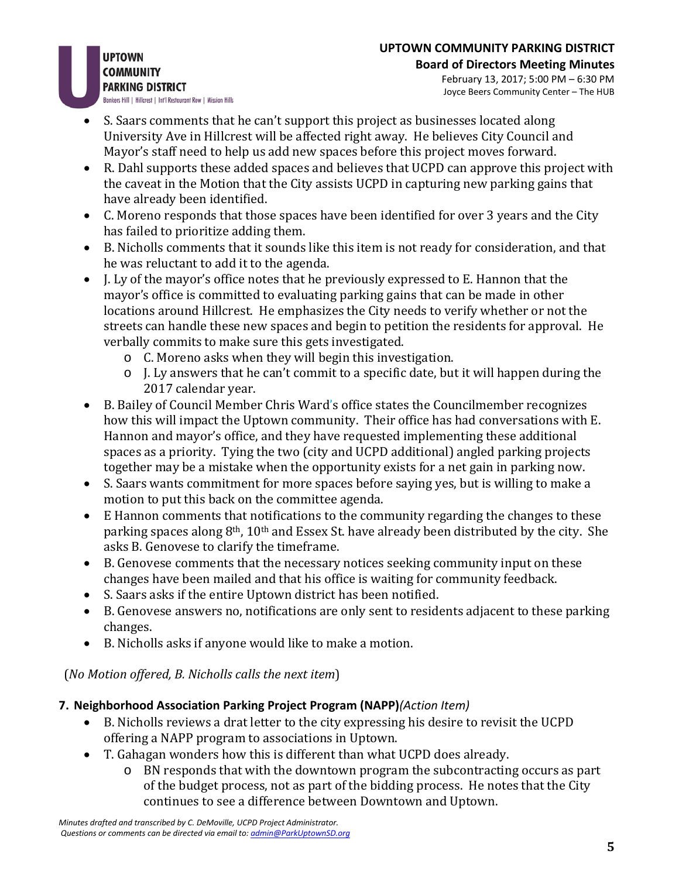- S. Saars comments that he can't support this project as businesses located along University Ave in Hillcrest will be affected right away. He believes City Council and Mayor's staff need to help us add new spaces before this project moves forward.
- R. Dahl supports these added spaces and believes that UCPD can approve this project with the caveat in the Motion that the City assists UCPD in capturing new parking gains that have already been identified.
- C. Moreno responds that those spaces have been identified for over 3 years and the City has failed to prioritize adding them.
- B. Nicholls comments that it sounds like this item is not ready for consideration, and that he was reluctant to add it to the agenda.
- J. Ly of the mayor's office notes that he previously expressed to E. Hannon that the mayor's office is committed to evaluating parking gains that can be made in other locations around Hillcrest. He emphasizes the City needs to verify whether or not the streets can handle these new spaces and begin to petition the residents for approval. He verbally commits to make sure this gets investigated.
  - C. Moreno asks when they will begin this investigation.
  - J. Ly answers that he can't commit to a specific date, but it will happen during the 2017 calendar year.
- B. Bailey of Council Member Chris Ward's office states the Councilmember recognizes how this will impact the Uptown community. Their office has had conversations with E. Hannon and mayor's office, and they have requested implementing these additional spaces as a priority. Tying the two (city and UCPD additional) angled parking projects together may be a mistake when the opportunity exists for a net gain in parking now.
- S. Saars wants commitment for more spaces before saying yes, but is willing to make a motion to put this back on the committee agenda.
- E Hannon comments that notifications to the community regarding the changes to these parking spaces along 8th, 10th and Essex St. have already been distributed by the city. She asks B. Genovese to clarify the timeframe.
- B. Genovese comments that the necessary notices seeking community input on these changes have been mailed and that his office is waiting for community feedback.
- S. Saars asks if the entire Uptown district has been notified.
- B. Genovese answers no, notifications are only sent to residents adjacent to these parking changes.
- B. Nicholls asks if anyone would like to make a motion.

(*No Motion offered, B. Nicholls calls the next item*)

**7. Neighborhood Association Parking Project Program (NAPP)***(Action Item)*

- B. Nicholls reviews a drat letter to the city expressing his desire to revisit the UCPD offering a NAPP program to associations in Uptown.
- T. Gahagan wonders how this is different than what UCPD does already.
  - BN responds that with the downtown program the subcontracting occurs as part of the budget process, not as part of the bidding process. He notes that the City continues to see a difference between Downtown and Uptown.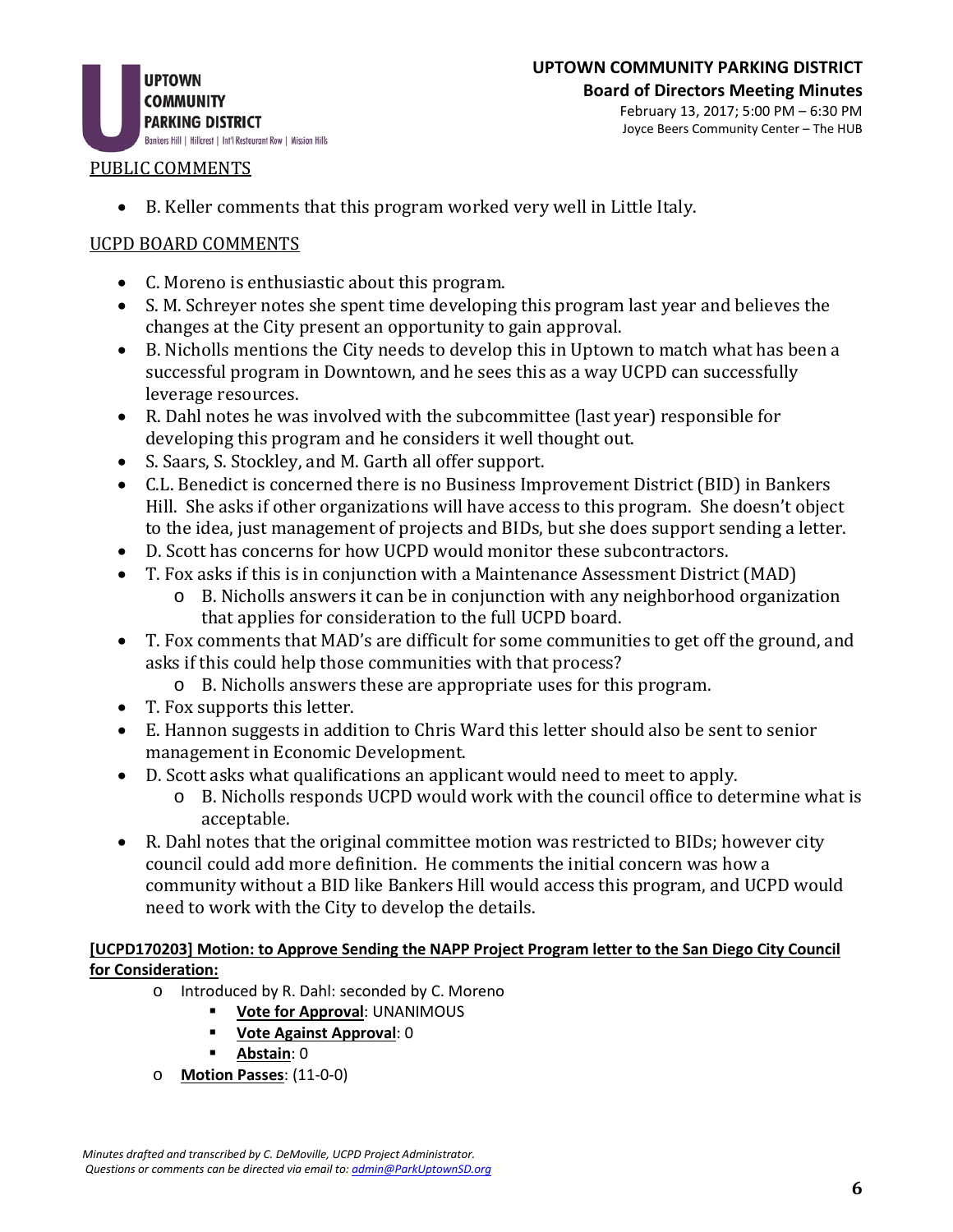PUBLIC COMMENTS

- B. Keller comments that this program worked very well in Little Italy.

UCPD BOARD COMMENTS

- C. Moreno is enthusiastic about this program.
- S. M. Schreyer notes she spent time developing this program last year and believes the changes at the City present an opportunity to gain approval.
- B. Nicholls mentions the City needs to develop this in Uptown to match what has been a successful program in Downtown, and he sees this as a way UCPD can successfully leverage resources.
- R. Dahl notes he was involved with the subcommittee (last year) responsible for developing this program and he considers it well thought out.
- S. Saars, S. Stockley, and M. Garth all offer support.
- C.L. Benedict is concerned there is no Business Improvement District (BID) in Bankers Hill. She asks if other organizations will have access to this program. She doesn't object to the idea, just management of projects and BIDs, but she does support sending a letter.
- D. Scott has concerns for how UCPD would monitor these subcontractors.
- T. Fox asks if this is in conjunction with a Maintenance Assessment District (MAD)
  - B. Nicholls answers it can be in conjunction with any neighborhood organization that applies for consideration to the full UCPD board.
- T. Fox comments that MAD's are difficult for some communities to get off the ground, and asks if this could help those communities with that process?
  - B. Nicholls answers these are appropriate uses for this program.
- T. Fox supports this letter.
- E. Hannon suggests in addition to Chris Ward this letter should also be sent to senior management in Economic Development.
- D. Scott asks what qualifications an applicant would need to meet to apply.
  - B. Nicholls responds UCPD would work with the council office to determine what is acceptable.
- R. Dahl notes that the original committee motion was restricted to BIDs; however city council could add more definition. He comments the initial concern was how a community without a BID like Bankers Hill would access this program, and UCPD would need to work with the City to develop the details.

**[UCPD170203] Motion: to Approve Sending the NAPP Project Program letter to the San Diego City Council for Consideration:**

- Introduced by R. Dahl: seconded by C. Moreno
  - **Vote for Approval**: UNANIMOUS
  - **Vote Against Approval**: 0
  - **Abstain**: 0
- **Motion Passes**: (11-0-0)

*Minutes drafted and transcribed by C. DeMoville, UCPD Project Administrator.*
*Questions or comments can be directed via email to: admin@ParkUptownSD.org*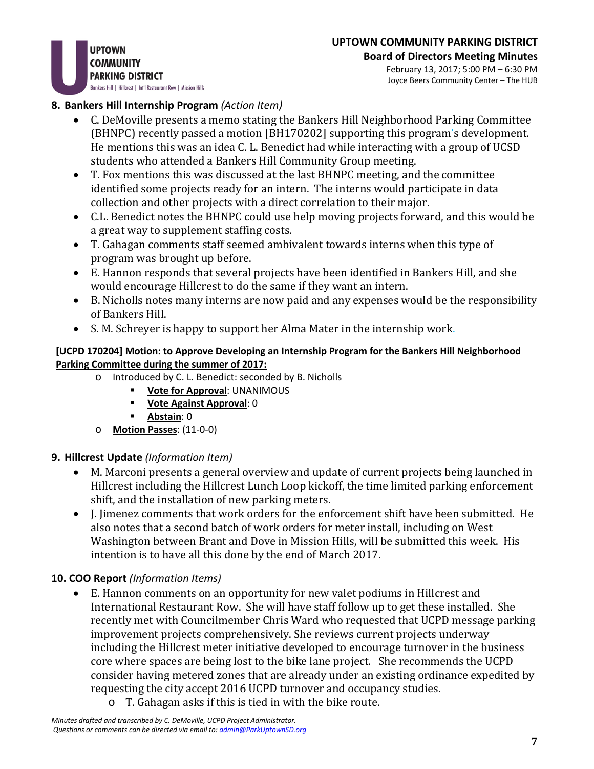## 8. Bankers Hill Internship Program *(Action Item)*

- C. DeMoville presents a memo stating the Bankers Hill Neighborhood Parking Committee (BHNPC) recently passed a motion [BH170202] supporting this program's development. He mentions this was an idea C. L. Benedict had while interacting with a group of UCSD students who attended a Bankers Hill Community Group meeting.
- T. Fox mentions this was discussed at the last BHNPC meeting, and the committee identified some projects ready for an intern. The interns would participate in data collection and other projects with a direct correlation to their major.
- C.L. Benedict notes the BHNPC could use help moving projects forward, and this would be a great way to supplement staffing costs.
- T. Gahagan comments staff seemed ambivalent towards interns when this type of program was brought up before.
- E. Hannon responds that several projects have been identified in Bankers Hill, and she would encourage Hillcrest to do the same if they want an intern.
- B. Nicholls notes many interns are now paid and any expenses would be the responsibility of Bankers Hill.
- S. M. Schreyer is happy to support her Alma Mater in the internship work.

**[UCPD 170204] Motion: to Approve Developing an Internship Program for the Bankers Hill Neighborhood Parking Committee during the summer of 2017:**

- Introduced by C. L. Benedict: seconded by B. Nicholls
  - **Vote for Approval**: UNANIMOUS
  - **Vote Against Approval**: 0
  - **Abstain**: 0
- **Motion Passes**: (11-0-0)

## 9. Hillcrest Update *(Information Item)*

- M. Marconi presents a general overview and update of current projects being launched in Hillcrest including the Hillcrest Lunch Loop kickoff, the time limited parking enforcement shift, and the installation of new parking meters.
- J. Jimenez comments that work orders for the enforcement shift have been submitted. He also notes that a second batch of work orders for meter install, including on West Washington between Brant and Dove in Mission Hills, will be submitted this week. His intention is to have all this done by the end of March 2017.

## 10. COO Report *(Information Items)*

- E. Hannon comments on an opportunity for new valet podiums in Hillcrest and International Restaurant Row. She will have staff follow up to get these installed. She recently met with Councilmember Chris Ward who requested that UCPD message parking improvement projects comprehensively. She reviews current projects underway including the Hillcrest meter initiative developed to encourage turnover in the business core where spaces are being lost to the bike lane project. She recommends the UCPD consider having metered zones that are already under an existing ordinance expedited by requesting the city accept 2016 UCPD turnover and occupancy studies.
  - T. Gahagan asks if this is tied in with the bike route.

*Minutes drafted and transcribed by C. DeMoville, UCPD Project Administrator.*
*Questions or comments can be directed via email to: admin@ParkUptownSD.org*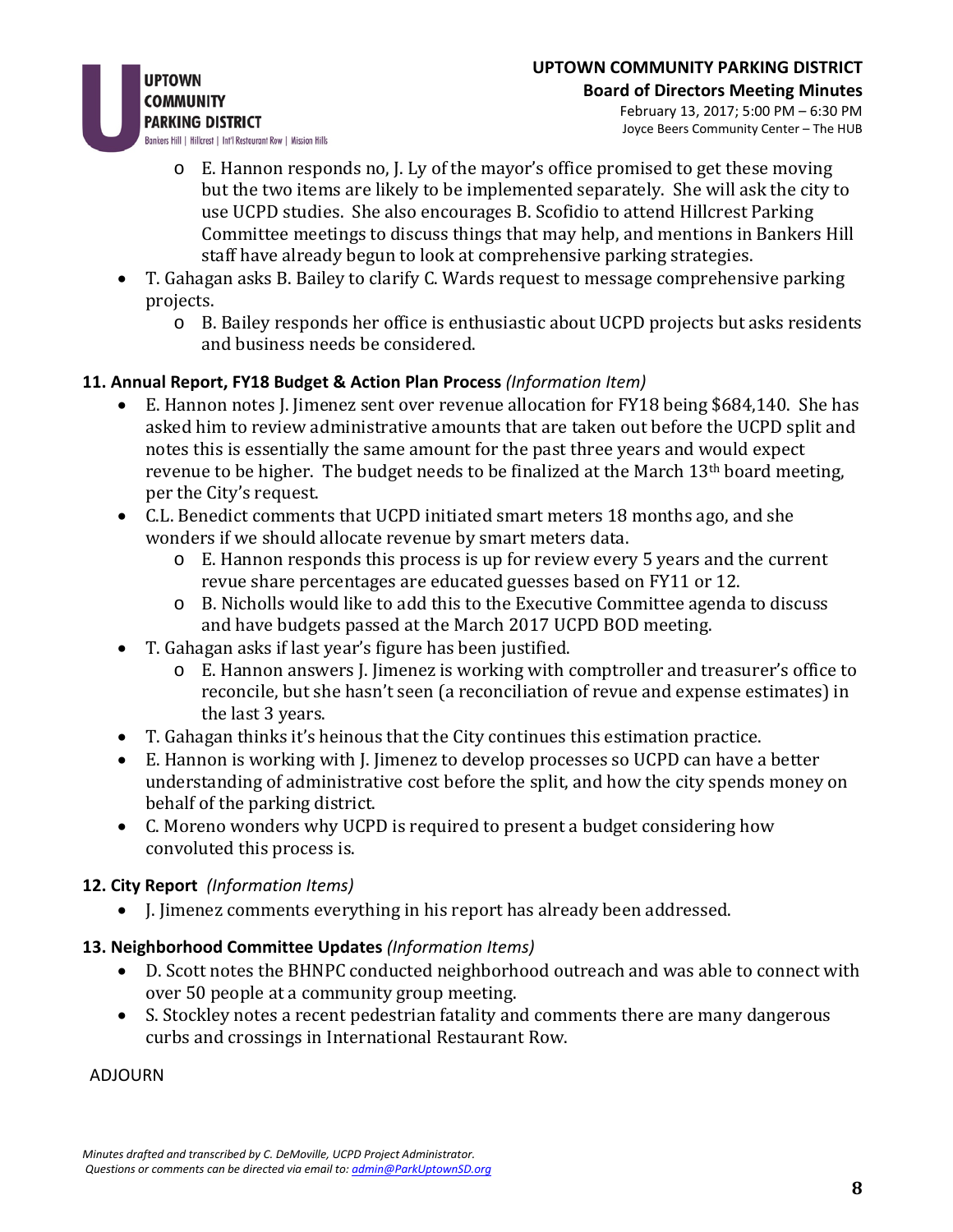- E. Hannon responds no, J. Ly of the mayor's office promised to get these moving but the two items are likely to be implemented separately. She will ask the city to use UCPD studies. She also encourages B. Scofidio to attend Hillcrest Parking Committee meetings to discuss things that may help, and mentions in Bankers Hill staff have already begun to look at comprehensive parking strategies.
- T. Gahagan asks B. Bailey to clarify C. Wards request to message comprehensive parking projects.
  - B. Bailey responds her office is enthusiastic about UCPD projects but asks residents and business needs be considered.

**11. Annual Report, FY18 Budget & Action Plan Process** *(Information Item)*

- E. Hannon notes J. Jimenez sent over revenue allocation for FY18 being $684,140. She has asked him to review administrative amounts that are taken out before the UCPD split and notes this is essentially the same amount for the past three years and would expect revenue to be higher. The budget needs to be finalized at the March 13th board meeting, per the City's request.
- C.L. Benedict comments that UCPD initiated smart meters 18 months ago, and she wonders if we should allocate revenue by smart meters data.
  - E. Hannon responds this process is up for review every 5 years and the current revue share percentages are educated guesses based on FY11 or 12.
  - B. Nicholls would like to add this to the Executive Committee agenda to discuss and have budgets passed at the March 2017 UCPD BOD meeting.
- T. Gahagan asks if last year's figure has been justified.
  - E. Hannon answers J. Jimenez is working with comptroller and treasurer's office to reconcile, but she hasn't seen (a reconciliation of revue and expense estimates) in the last 3 years.
- T. Gahagan thinks it's heinous that the City continues this estimation practice.
- E. Hannon is working with J. Jimenez to develop processes so UCPD can have a better understanding of administrative cost before the split, and how the city spends money on behalf of the parking district.
- C. Moreno wonders why UCPD is required to present a budget considering how convoluted this process is.

**12. City Report** *(Information Items)*

- J. Jimenez comments everything in his report has already been addressed.

**13. Neighborhood Committee Updates** *(Information Items)*

- D. Scott notes the BHNPC conducted neighborhood outreach and was able to connect with over 50 people at a community group meeting.
- S. Stockley notes a recent pedestrian fatality and comments there are many dangerous curbs and crossings in International Restaurant Row.

ADJOURN

*Minutes drafted and transcribed by C. DeMoville, UCPD Project Administrator.*
*Questions or comments can be directed via email to: admin@ParkUptownSD.org*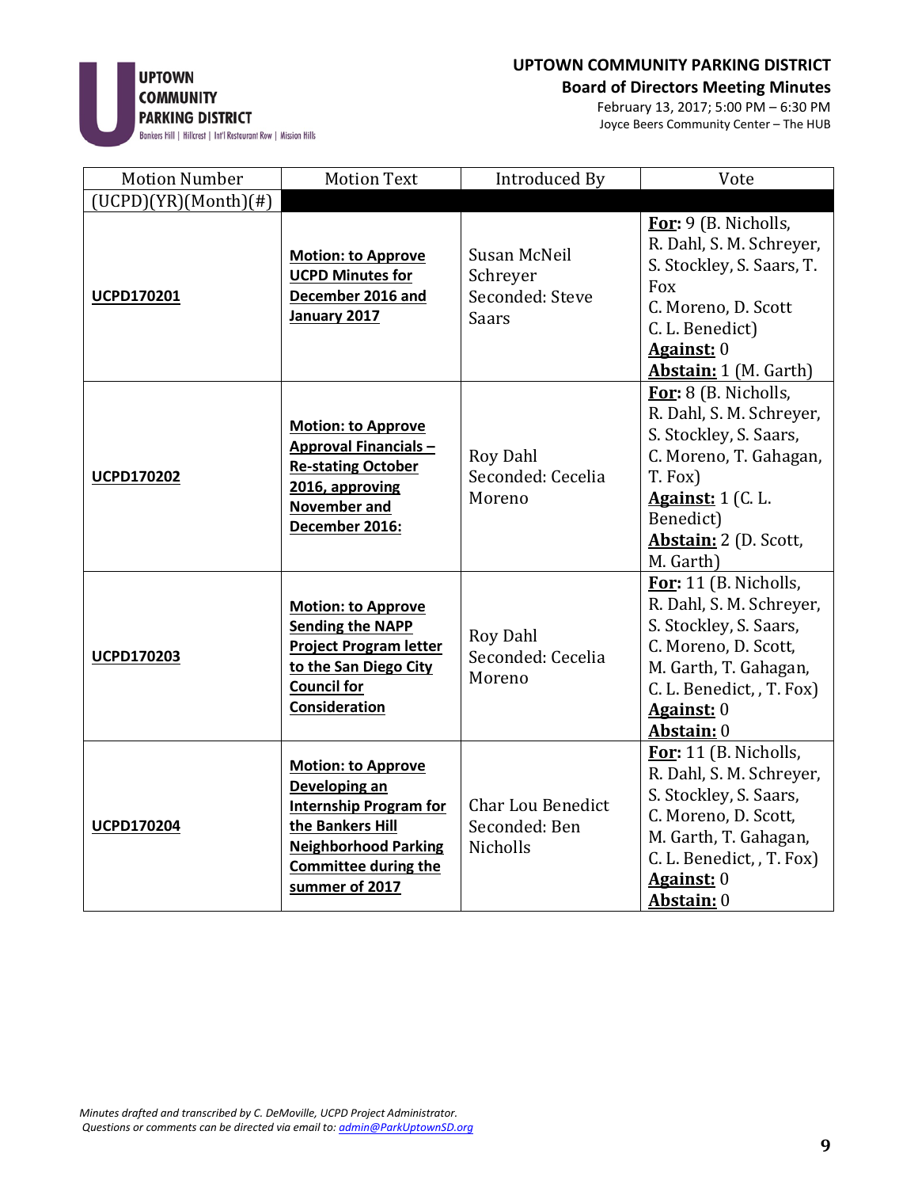UPTOWN COMMUNITY PARKING DISTRICT
Bankers Hill | Hillcrest | Int'l Restaurant Row | Mission Hills

# UPTOWN COMMUNITY PARKING DISTRICT

## Board of Directors Meeting Minutes

February 13, 2017; 5:00 PM – 6:30 PM
Joyce Beers Community Center – The HUB

| Motion Number | Motion Text | Introduced By | Vote |
|---|---|---|---|
| (UCPD)(YR)(Month)(#) | | | |
| **UCPD170201** | **Motion: to Approve UCPD Minutes for December 2016 and January 2017** | Susan McNeil Schreyer Seconded: Steve Saars | **For:** 9 (B. Nicholls, R. Dahl, S. M. Schreyer, S. Stockley, S. Saars, T. Fox C. Moreno, D. Scott C. L. Benedict) **Against:** 0 **Abstain:** 1 (M. Garth) |
| **UCPD170202** | **Motion: to Approve Approval Financials – Re-stating October 2016, approving November and December 2016:** | Roy Dahl Seconded: Cecelia Moreno | **For:** 8 (B. Nicholls, R. Dahl, S. M. Schreyer, S. Stockley, S. Saars, C. Moreno, T. Gahagan, T. Fox) **Against:** 1 (C. L. Benedict) **Abstain:** 2 (D. Scott, M. Garth) |
| **UCPD170203** | **Motion: to Approve Sending the NAPP Project Program letter to the San Diego City Council for Consideration** | Roy Dahl Seconded: Cecelia Moreno | **For:** 11 (B. Nicholls, R. Dahl, S. M. Schreyer, S. Stockley, S. Saars, C. Moreno, D. Scott, M. Garth, T. Gahagan, C. L. Benedict, , T. Fox) **Against:** 0 **Abstain:** 0 |
| **UCPD170204** | **Motion: to Approve Developing an Internship Program for the Bankers Hill Neighborhood Parking Committee during the summer of 2017** | Char Lou Benedict Seconded: Ben Nicholls | **For:** 11 (B. Nicholls, R. Dahl, S. M. Schreyer, S. Stockley, S. Saars, C. Moreno, D. Scott, M. Garth, T. Gahagan, C. L. Benedict, , T. Fox) **Against:** 0 **Abstain:** 0 |

*Minutes drafted and transcribed by C. DeMoville, UCPD Project Administrator.*
*Questions or comments can be directed via email to: admin@ParkUptownSD.org*